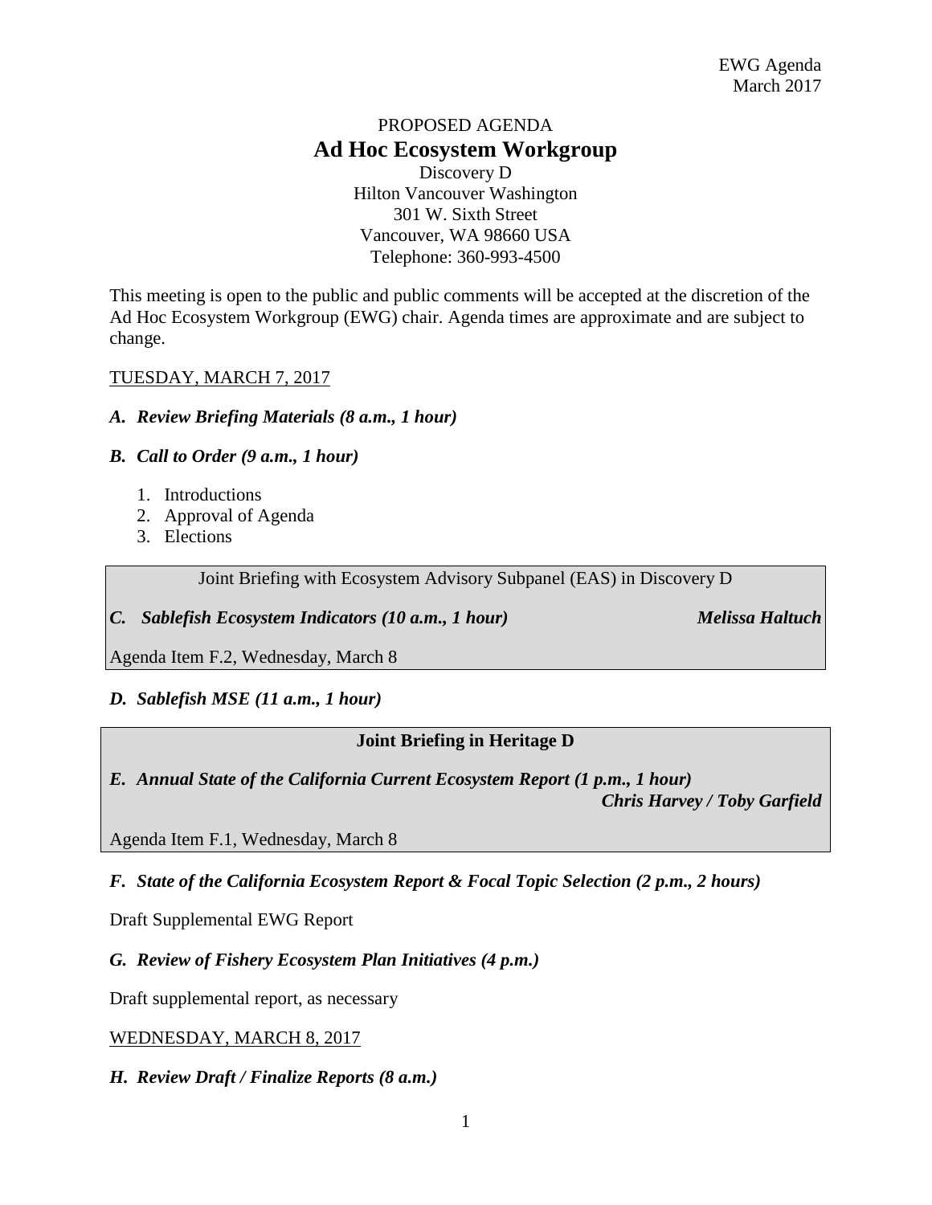EWG Agenda
March 2017

PROPOSED AGENDA

# Ad Hoc Ecosystem Workgroup

Discovery D
Hilton Vancouver Washington
301 W. Sixth Street
Vancouver, WA 98660 USA
Telephone: 360-993-4500

This meeting is open to the public and public comments will be accepted at the discretion of the Ad Hoc Ecosystem Workgroup (EWG) chair. Agenda times are approximate and are subject to change.

## TUESDAY, MARCH 7, 2017

### *A. Review Briefing Materials (8 a.m., 1 hour)*

### *B. Call to Order (9 a.m., 1 hour)*

1. Introductions
2. Approval of Agenda
3. Elections

Joint Briefing with Ecosystem Advisory Subpanel (EAS) in Discovery D

### *C. Sablefish Ecosystem Indicators (10 a.m., 1 hour)* — *Melissa Haltuch*

Agenda Item F.2, Wednesday, March 8

### *D. Sablefish MSE (11 a.m., 1 hour)*

**Joint Briefing in Heritage D**

### *E. Annual State of the California Current Ecosystem Report (1 p.m., 1 hour)*

***Chris Harvey / Toby Garfield***

Agenda Item F.1, Wednesday, March 8

### *F. State of the California Ecosystem Report & Focal Topic Selection (2 p.m., 2 hours)*

Draft Supplemental EWG Report

### *G. Review of Fishery Ecosystem Plan Initiatives (4 p.m.)*

Draft supplemental report, as necessary

## WEDNESDAY, MARCH 8, 2017

### *H. Review Draft / Finalize Reports (8 a.m.)*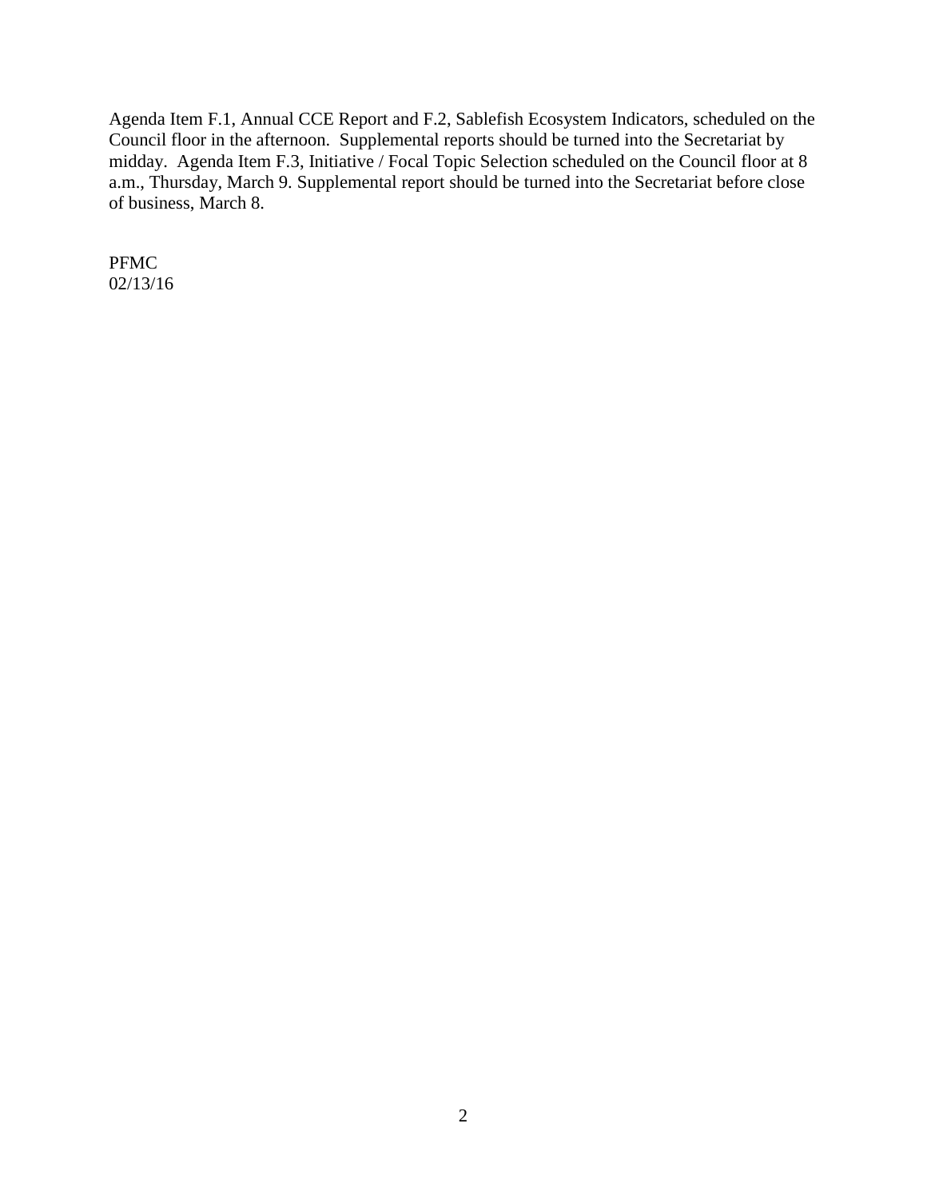Agenda Item F.1, Annual CCE Report and F.2, Sablefish Ecosystem Indicators, scheduled on the Council floor in the afternoon. Supplemental reports should be turned into the Secretariat by midday. Agenda Item F.3, Initiative / Focal Topic Selection scheduled on the Council floor at 8 a.m., Thursday, March 9. Supplemental report should be turned into the Secretariat before close of business, March 8.

PFMC
02/13/16